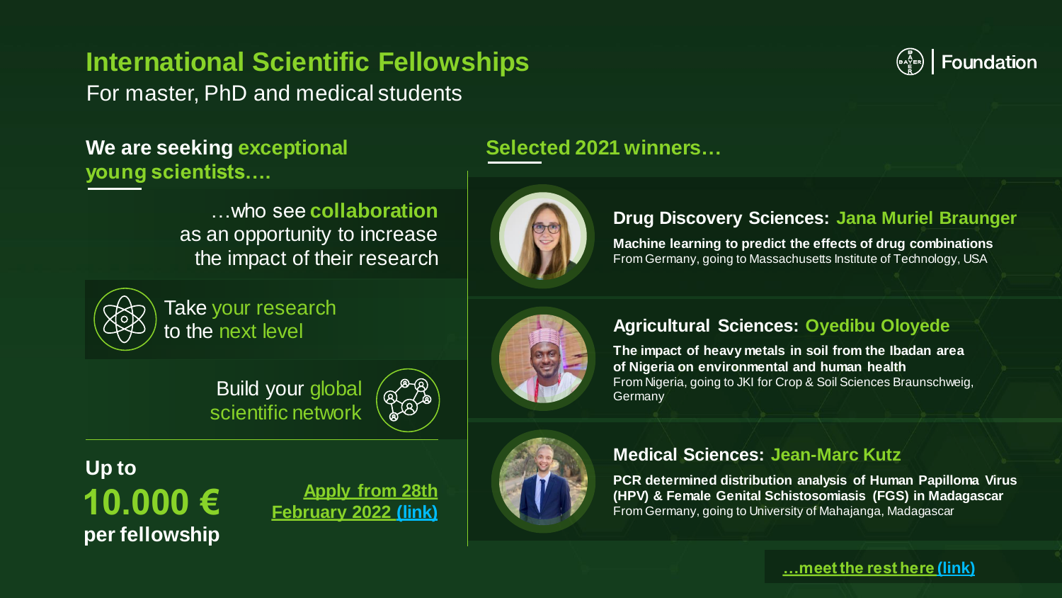# International Scientific Fellowships

For master, PhD and medical students

Bayer Foundation

## We are seeking exceptional young scientists….

…who see **collaboration** as an opportunity to increase the impact of their research

Take your research to the next level

Build your global scientific network

**Up to**

**10.000 €**

**per fellowship**

**Apply from 28th February 2022 (link)**

## Selected 2021 winners…

### Drug Discovery Sciences: Jana Muriel Braunger

**Machine learning to predict the effects of drug combinations**

From Germany, going to Massachusetts Institute of Technology, USA

### Agricultural Sciences: Oyedibu Oloyede

**The impact of heavy metals in soil from the Ibadan area of Nigeria on environmental and human health**

From Nigeria, going to JKI for Crop & Soil Sciences Braunschweig, Germany

### Medical Sciences: Jean-Marc Kutz

**PCR determined distribution analysis of Human Papilloma Virus (HPV) & Female Genital Schistosomiasis (FGS) in Madagascar**

From Germany, going to University of Mahajanga, Madagascar

**…meet the rest here (link)**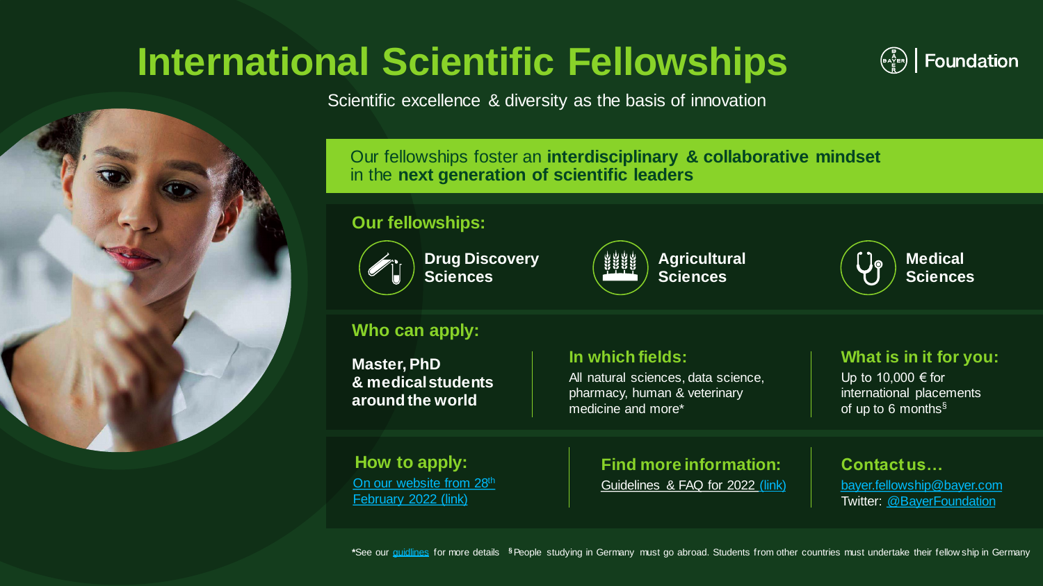# International Scientific Fellowships

Bayer | Foundation

Scientific excellence & diversity as the basis of innovation

Our fellowships foster an **interdisciplinary & collaborative mindset** in the **next generation of scientific leaders**

## Our fellowships:

- **Drug Discovery Sciences**
- **Agricultural Sciences**
- **Medical Sciences**

## Who can apply:

**Master, PhD & medical students around the world**

### In which fields:

All natural sciences, data science, pharmacy, human & veterinary medicine and more*

### What is in it for you:

Up to 10,000 € for international placements of up to 6 months§

### How to apply:

On our website from 28th February 2022 (link)

### Find more information:

Guidelines & FAQ for 2022 (link)

### Contact us…

bayer.fellowship@bayer.com

Twitter: @BayerFoundation

*See our guidlines for more details §People studying in Germany must go abroad. Students from other countries must undertake their fellowship in Germany